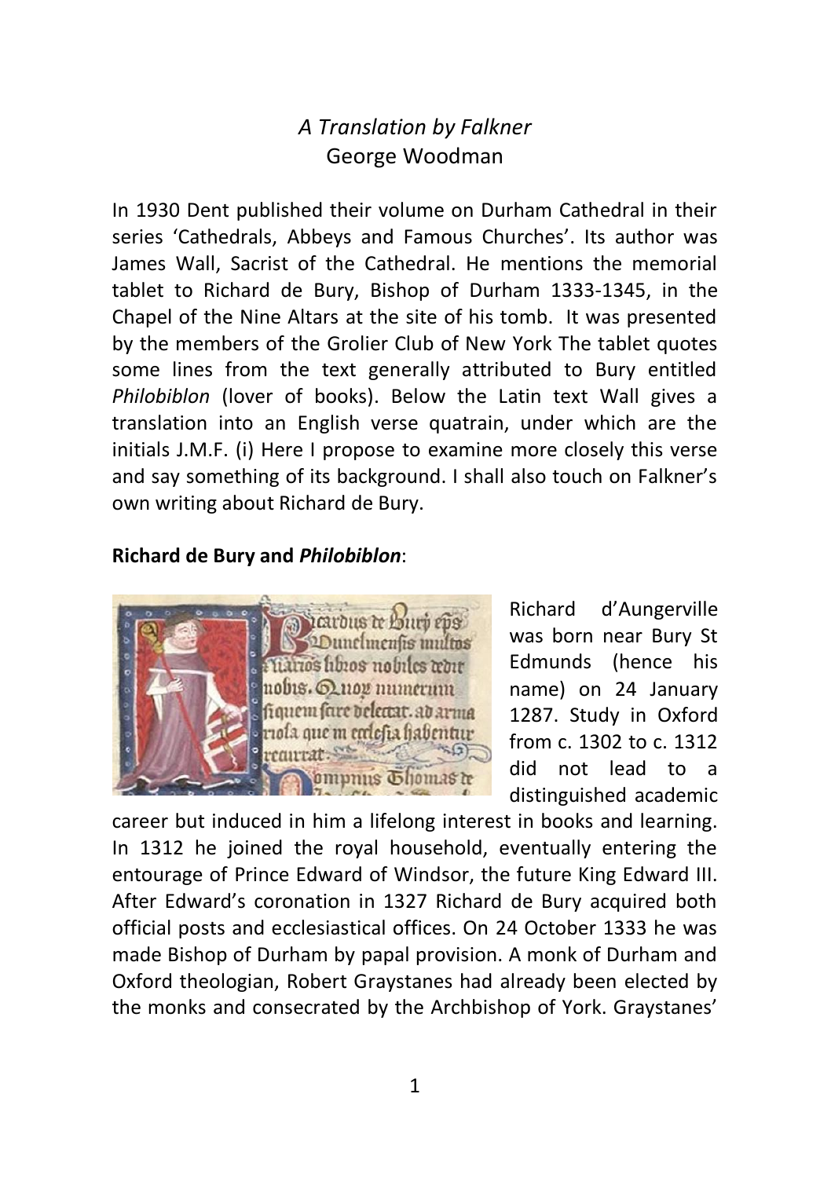*A Translation by Falkner*

George Woodman

In 1930 Dent published their volume on Durham Cathedral in their series 'Cathedrals, Abbeys and Famous Churches'. Its author was James Wall, Sacrist of the Cathedral. He mentions the memorial tablet to Richard de Bury, Bishop of Durham 1333-1345, in the Chapel of the Nine Altars at the site of his tomb. It was presented by the members of the Grolier Club of New York The tablet quotes some lines from the text generally attributed to Bury entitled *Philobiblon* (lover of books). Below the Latin text Wall gives a translation into an English verse quatrain, under which are the initials J.M.F. (i) Here I propose to examine more closely this verse and say something of its background. I shall also touch on Falkner's own writing about Richard de Bury.

**Richard de Bury and *Philobiblon***:

Richard d'Aungerville was born near Bury St Edmunds (hence his name) on 24 January 1287. Study in Oxford from c. 1302 to c. 1312 did not lead to a distinguished academic career but induced in him a lifelong interest in books and learning. In 1312 he joined the royal household, eventually entering the entourage of Prince Edward of Windsor, the future King Edward III. After Edward's coronation in 1327 Richard de Bury acquired both official posts and ecclesiastical offices. On 24 October 1333 he was made Bishop of Durham by papal provision. A monk of Durham and Oxford theologian, Robert Graystanes had already been elected by the monks and consecrated by the Archbishop of York. Graystanes'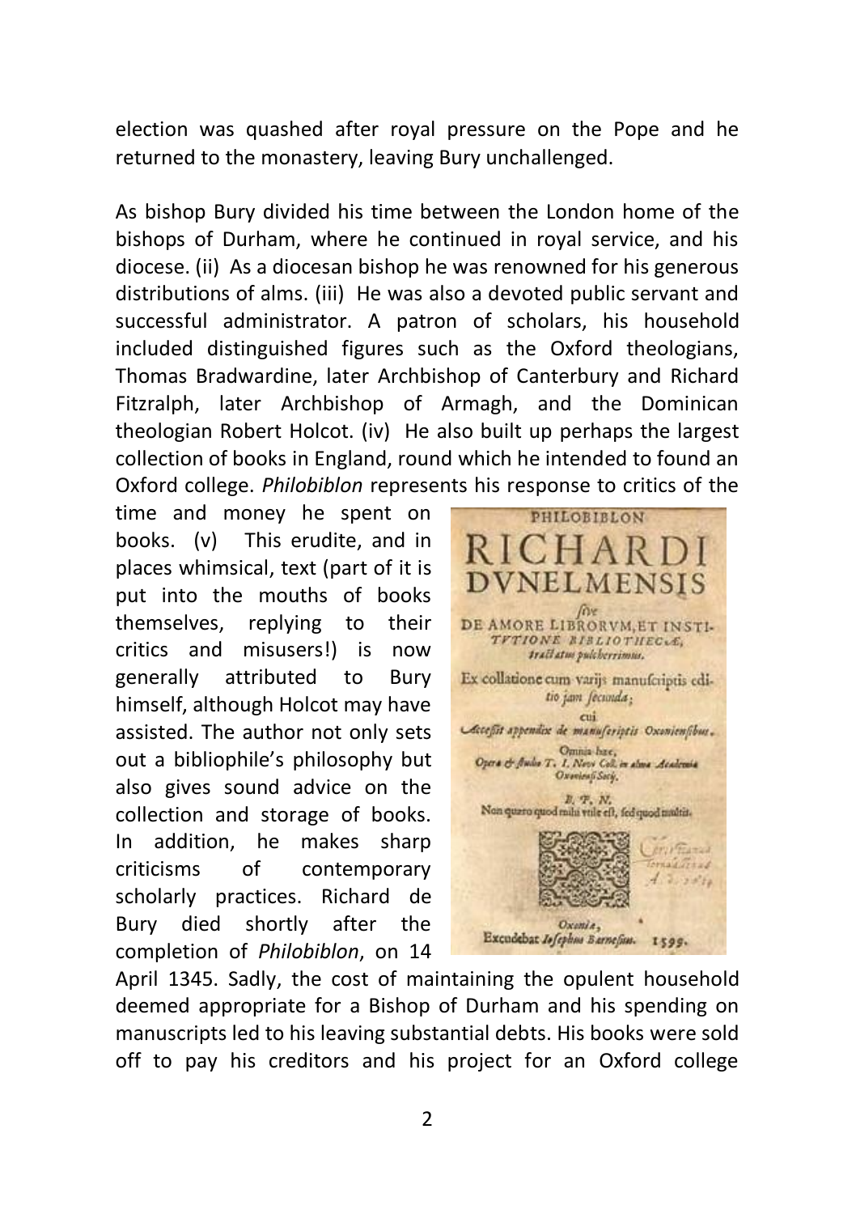election was quashed after royal pressure on the Pope and he returned to the monastery, leaving Bury unchallenged.

As bishop Bury divided his time between the London home of the bishops of Durham, where he continued in royal service, and his diocese. (ii) As a diocesan bishop he was renowned for his generous distributions of alms. (iii) He was also a devoted public servant and successful administrator. A patron of scholars, his household included distinguished figures such as the Oxford theologians, Thomas Bradwardine, later Archbishop of Canterbury and Richard Fitzralph, later Archbishop of Armagh, and the Dominican theologian Robert Holcot. (iv) He also built up perhaps the largest collection of books in England, round which he intended to found an Oxford college. *Philobiblon* represents his response to critics of the time and money he spent on books. (v) This erudite, and in places whimsical, text (part of it is put into the mouths of books themselves, replying to their critics and misusers!) is now generally attributed to Bury himself, although Holcot may have assisted. The author not only sets out a bibliophile's philosophy but also gives sound advice on the collection and storage of books. In addition, he makes sharp criticisms of contemporary scholarly practices. Richard de Bury died shortly after the completion of *Philobiblon*, on 14 April 1345. Sadly, the cost of maintaining the opulent household deemed appropriate for a Bishop of Durham and his spending on manuscripts led to his leaving substantial debts. His books were sold off to pay his creditors and his project for an Oxford college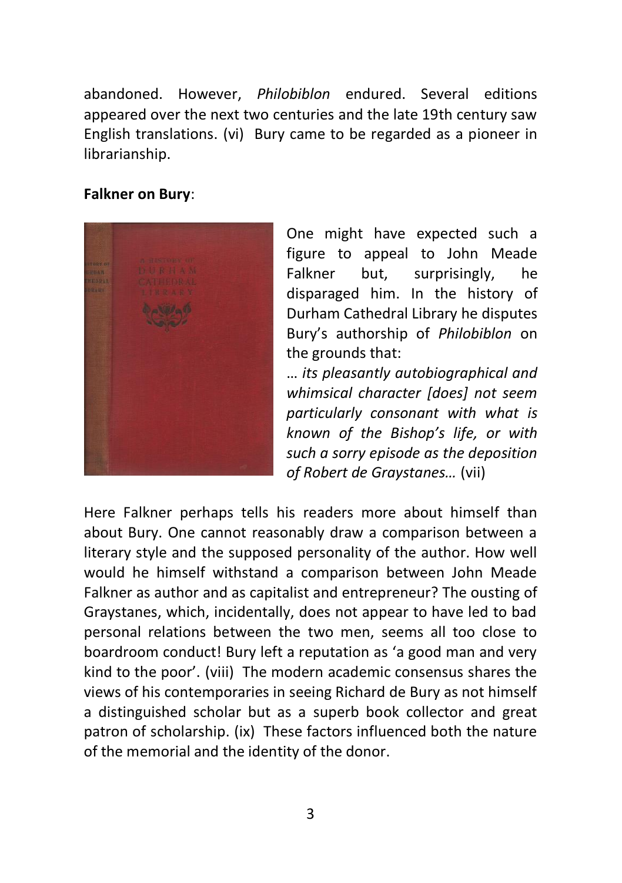abandoned. However, *Philobiblon* endured. Several editions appeared over the next two centuries and the late 19th century saw English translations. (vi) Bury came to be regarded as a pioneer in librarianship.

**Falkner on Bury**:

One might have expected such a figure to appeal to John Meade Falkner but, surprisingly, he disparaged him. In the history of Durham Cathedral Library he disputes Bury's authorship of *Philobiblon* on the grounds that:

… *its pleasantly autobiographical and whimsical character [does] not seem particularly consonant with what is known of the Bishop's life, or with such a sorry episode as the deposition of Robert de Graystanes…* (vii)

Here Falkner perhaps tells his readers more about himself than about Bury. One cannot reasonably draw a comparison between a literary style and the supposed personality of the author. How well would he himself withstand a comparison between John Meade Falkner as author and as capitalist and entrepreneur? The ousting of Graystanes, which, incidentally, does not appear to have led to bad personal relations between the two men, seems all too close to boardroom conduct! Bury left a reputation as 'a good man and very kind to the poor'. (viii) The modern academic consensus shares the views of his contemporaries in seeing Richard de Bury as not himself a distinguished scholar but as a superb book collector and great patron of scholarship. (ix) These factors influenced both the nature of the memorial and the identity of the donor.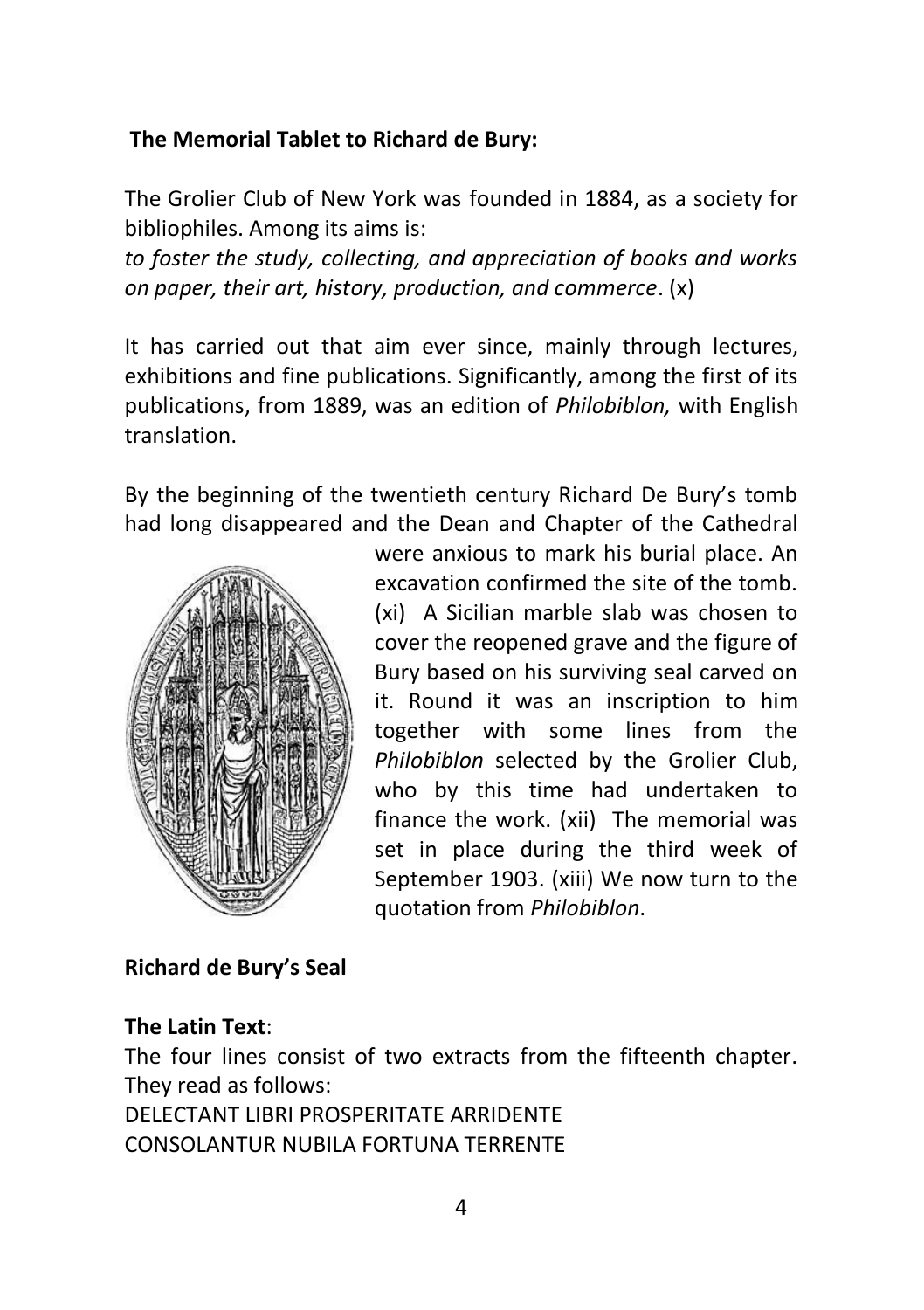**The Memorial Tablet to Richard de Bury:**

The Grolier Club of New York was founded in 1884, as a society for bibliophiles. Among its aims is:
*to foster the study, collecting, and appreciation of books and works on paper, their art, history, production, and commerce*. (x)

It has carried out that aim ever since, mainly through lectures, exhibitions and fine publications. Significantly, among the first of its publications, from 1889, was an edition of *Philobiblon,* with English translation.

By the beginning of the twentieth century Richard De Bury's tomb had long disappeared and the Dean and Chapter of the Cathedral were anxious to mark his burial place. An excavation confirmed the site of the tomb. (xi) A Sicilian marble slab was chosen to cover the reopened grave and the figure of Bury based on his surviving seal carved on it. Round it was an inscription to him together with some lines from the *Philobiblon* selected by the Grolier Club, who by this time had undertaken to finance the work. (xii) The memorial was set in place during the third week of September 1903. (xiii) We now turn to the quotation from *Philobiblon*.

**Richard de Bury's Seal**

**The Latin Text**:

The four lines consist of two extracts from the fifteenth chapter. They read as follows:

DELECTANT LIBRI PROSPERITATE ARRIDENTE
CONSOLANTUR NUBILA FORTUNA TERRENTE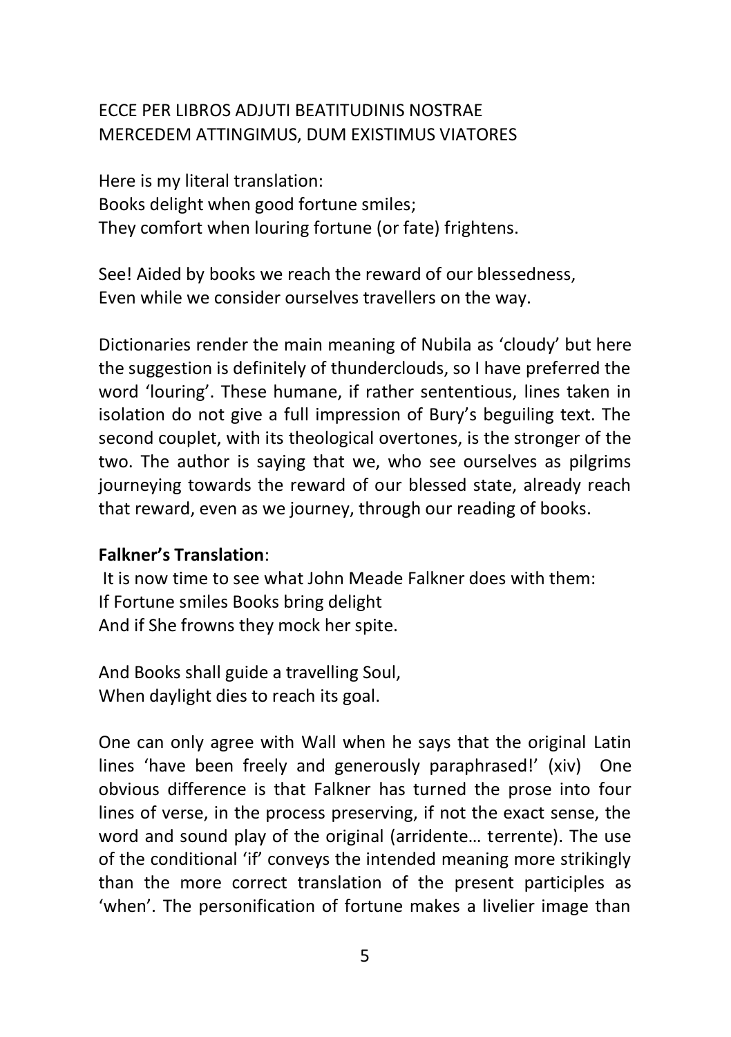ECCE PER LIBROS ADJUTI BEATITUDINIS NOSTRAE
MERCEDEM ATTINGIMUS, DUM EXISTIMUS VIATORES

Here is my literal translation:
Books delight when good fortune smiles;
They comfort when louring fortune (or fate) frightens.

See! Aided by books we reach the reward of our blessedness,
Even while we consider ourselves travellers on the way.

Dictionaries render the main meaning of Nubila as 'cloudy' but here the suggestion is definitely of thunderclouds, so I have preferred the word 'louring'. These humane, if rather sententious, lines taken in isolation do not give a full impression of Bury's beguiling text. The second couplet, with its theological overtones, is the stronger of the two. The author is saying that we, who see ourselves as pilgrims journeying towards the reward of our blessed state, already reach that reward, even as we journey, through our reading of books.

**Falkner's Translation**:

It is now time to see what John Meade Falkner does with them:
If Fortune smiles Books bring delight
And if She frowns they mock her spite.

And Books shall guide a travelling Soul,
When daylight dies to reach its goal.

One can only agree with Wall when he says that the original Latin lines 'have been freely and generously paraphrased!' (xiv) One obvious difference is that Falkner has turned the prose into four lines of verse, in the process preserving, if not the exact sense, the word and sound play of the original (arridente… terrente). The use of the conditional 'if' conveys the intended meaning more strikingly than the more correct translation of the present participles as 'when'. The personification of fortune makes a livelier image than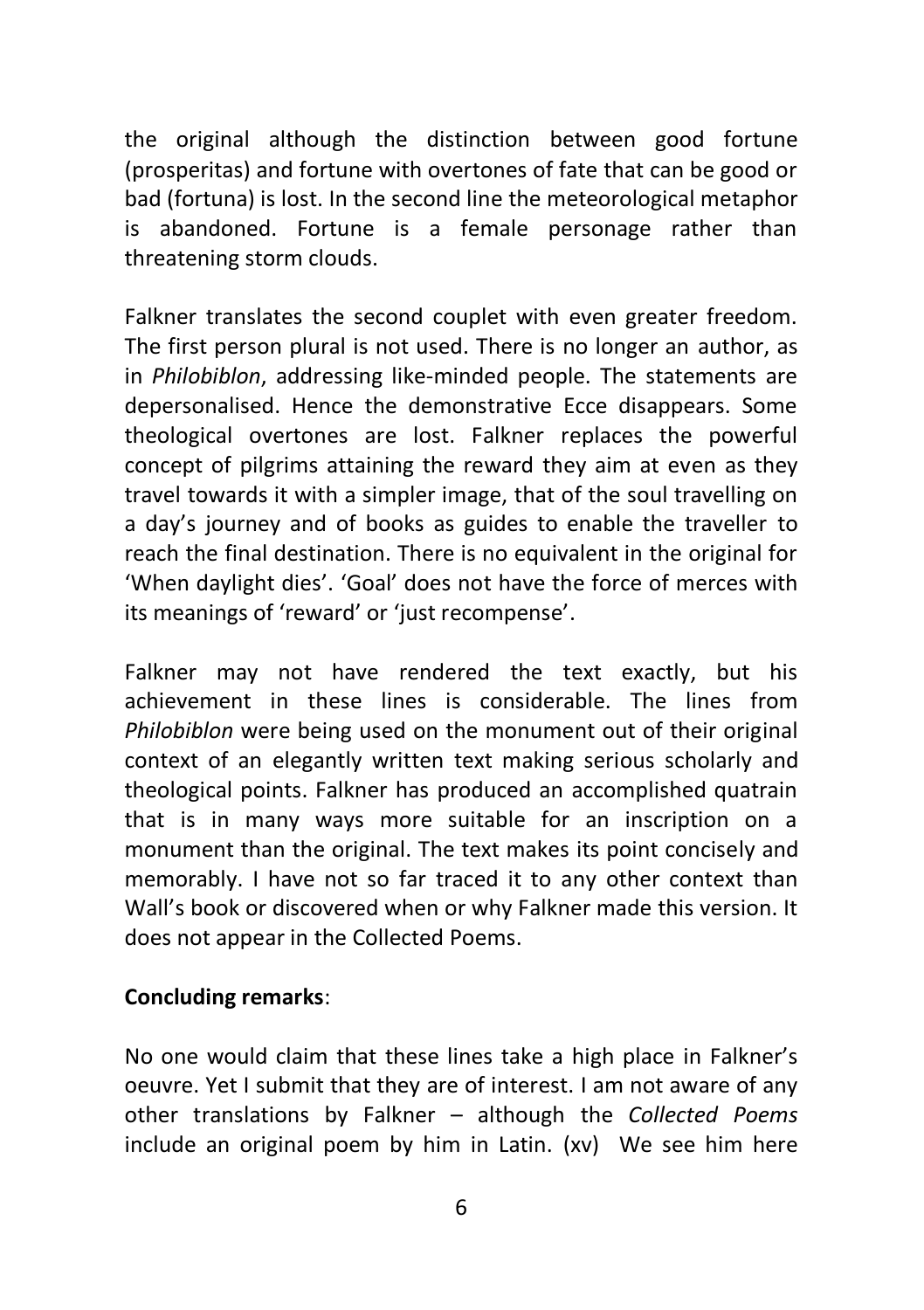the original although the distinction between good fortune (prosperitas) and fortune with overtones of fate that can be good or bad (fortuna) is lost. In the second line the meteorological metaphor is abandoned. Fortune is a female personage rather than threatening storm clouds.

Falkner translates the second couplet with even greater freedom. The first person plural is not used. There is no longer an author, as in *Philobiblon*, addressing like-minded people. The statements are depersonalised. Hence the demonstrative Ecce disappears. Some theological overtones are lost. Falkner replaces the powerful concept of pilgrims attaining the reward they aim at even as they travel towards it with a simpler image, that of the soul travelling on a day's journey and of books as guides to enable the traveller to reach the final destination. There is no equivalent in the original for 'When daylight dies'. 'Goal' does not have the force of merces with its meanings of 'reward' or 'just recompense'.

Falkner may not have rendered the text exactly, but his achievement in these lines is considerable. The lines from *Philobiblon* were being used on the monument out of their original context of an elegantly written text making serious scholarly and theological points. Falkner has produced an accomplished quatrain that is in many ways more suitable for an inscription on a monument than the original. The text makes its point concisely and memorably. I have not so far traced it to any other context than Wall's book or discovered when or why Falkner made this version. It does not appear in the Collected Poems.

**Concluding remarks**:

No one would claim that these lines take a high place in Falkner's oeuvre. Yet I submit that they are of interest. I am not aware of any other translations by Falkner – although the *Collected Poems* include an original poem by him in Latin. (xv) We see him here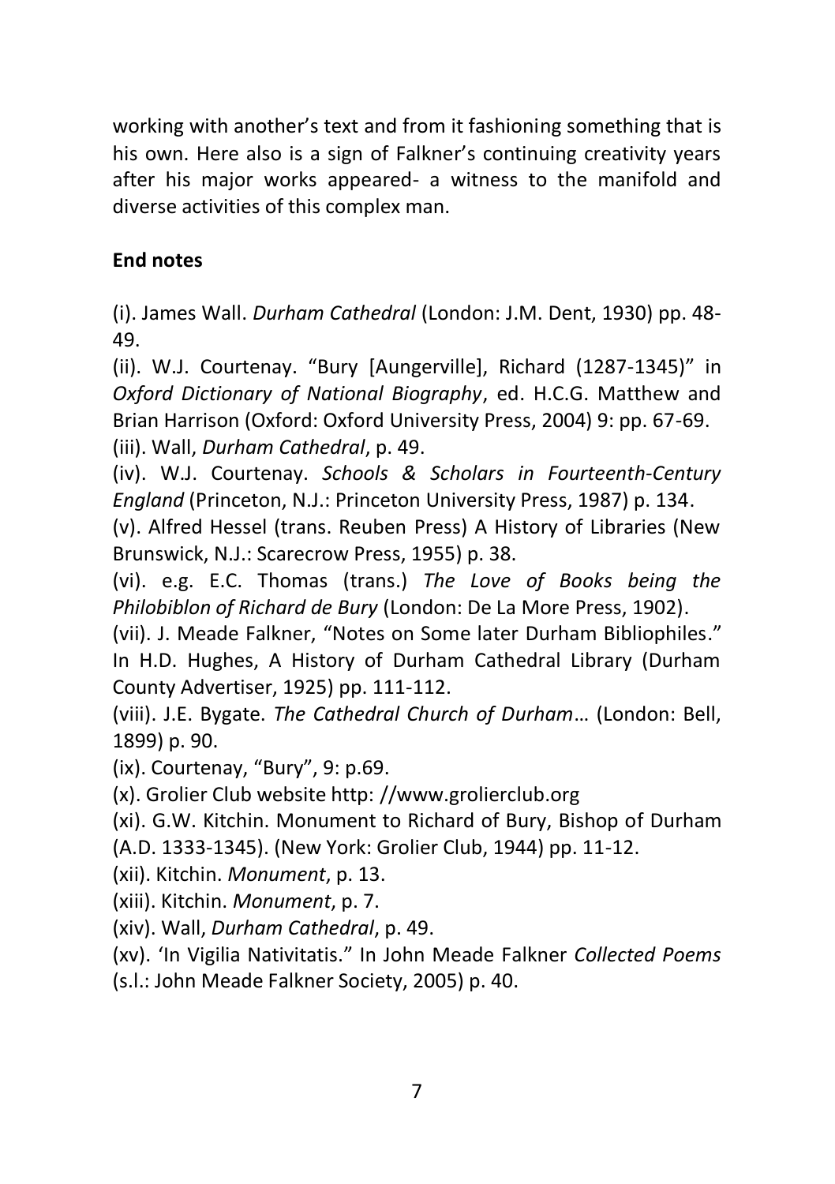working with another's text and from it fashioning something that is his own. Here also is a sign of Falkner's continuing creativity years after his major works appeared- a witness to the manifold and diverse activities of this complex man.

**End notes**

(i). James Wall. *Durham Cathedral* (London: J.M. Dent, 1930) pp. 48-49.

(ii). W.J. Courtenay. "Bury [Aungerville], Richard (1287-1345)" in *Oxford Dictionary of National Biography*, ed. H.C.G. Matthew and Brian Harrison (Oxford: Oxford University Press, 2004) 9: pp. 67-69.

(iii). Wall, *Durham Cathedral*, p. 49.

(iv). W.J. Courtenay. *Schools & Scholars in Fourteenth-Century England* (Princeton, N.J.: Princeton University Press, 1987) p. 134.

(v). Alfred Hessel (trans. Reuben Press) A History of Libraries (New Brunswick, N.J.: Scarecrow Press, 1955) p. 38.

(vi). e.g. E.C. Thomas (trans.) *The Love of Books being the Philobiblon of Richard de Bury* (London: De La More Press, 1902).

(vii). J. Meade Falkner, "Notes on Some later Durham Bibliophiles." In H.D. Hughes, A History of Durham Cathedral Library (Durham County Advertiser, 1925) pp. 111-112.

(viii). J.E. Bygate. *The Cathedral Church of Durham*… (London: Bell, 1899) p. 90.

(ix). Courtenay, "Bury", 9: p.69.

(x). Grolier Club website http: //www.grolierclub.org

(xi). G.W. Kitchin. Monument to Richard of Bury, Bishop of Durham (A.D. 1333-1345). (New York: Grolier Club, 1944) pp. 11-12.

(xii). Kitchin. *Monument*, p. 13.

(xiii). Kitchin. *Monument*, p. 7.

(xiv). Wall, *Durham Cathedral*, p. 49.

(xv). 'In Vigilia Nativitatis." In John Meade Falkner *Collected Poems* (s.l.: John Meade Falkner Society, 2005) p. 40.